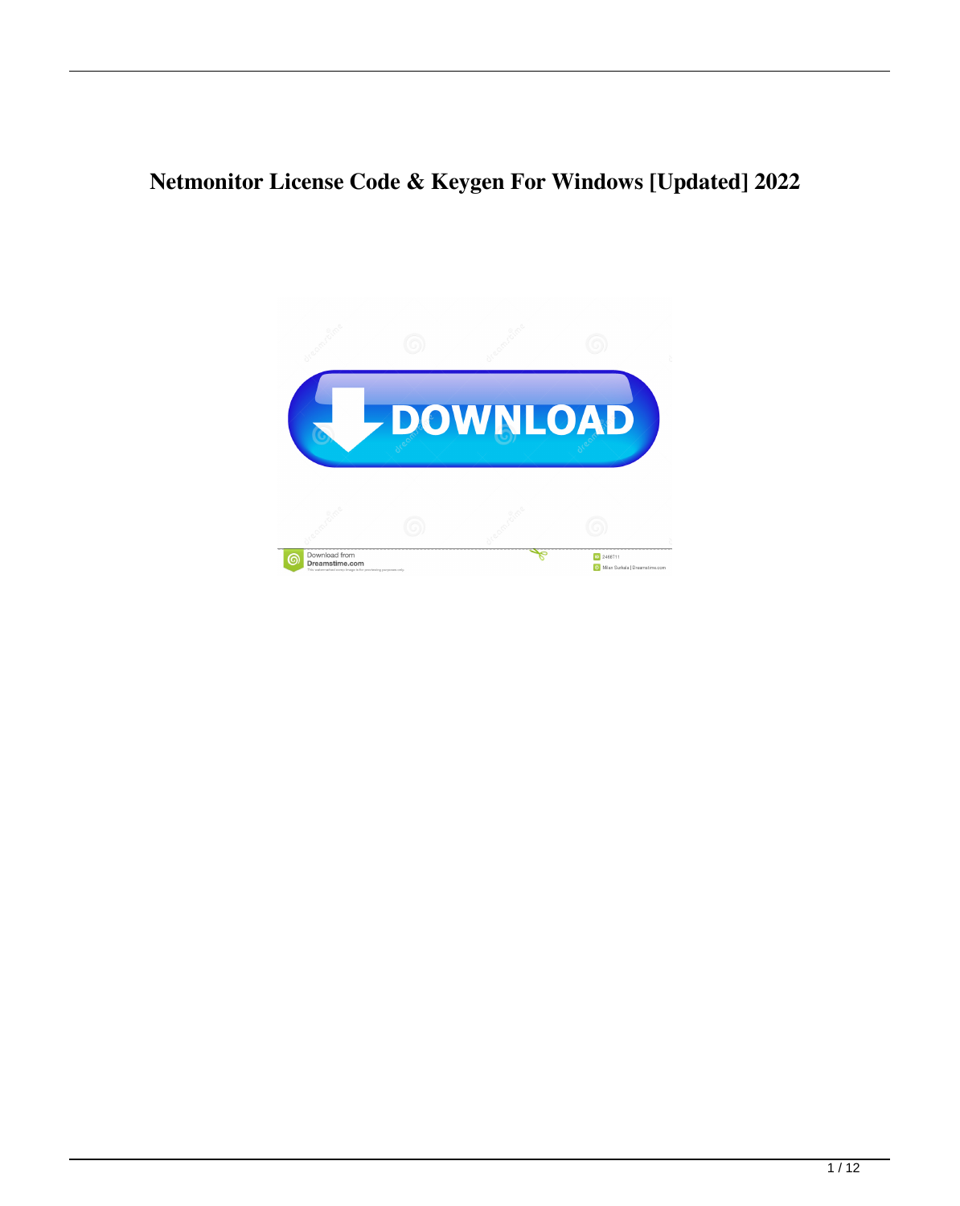# Netmonitor License Code & Keygen For Windows [Updated] 2022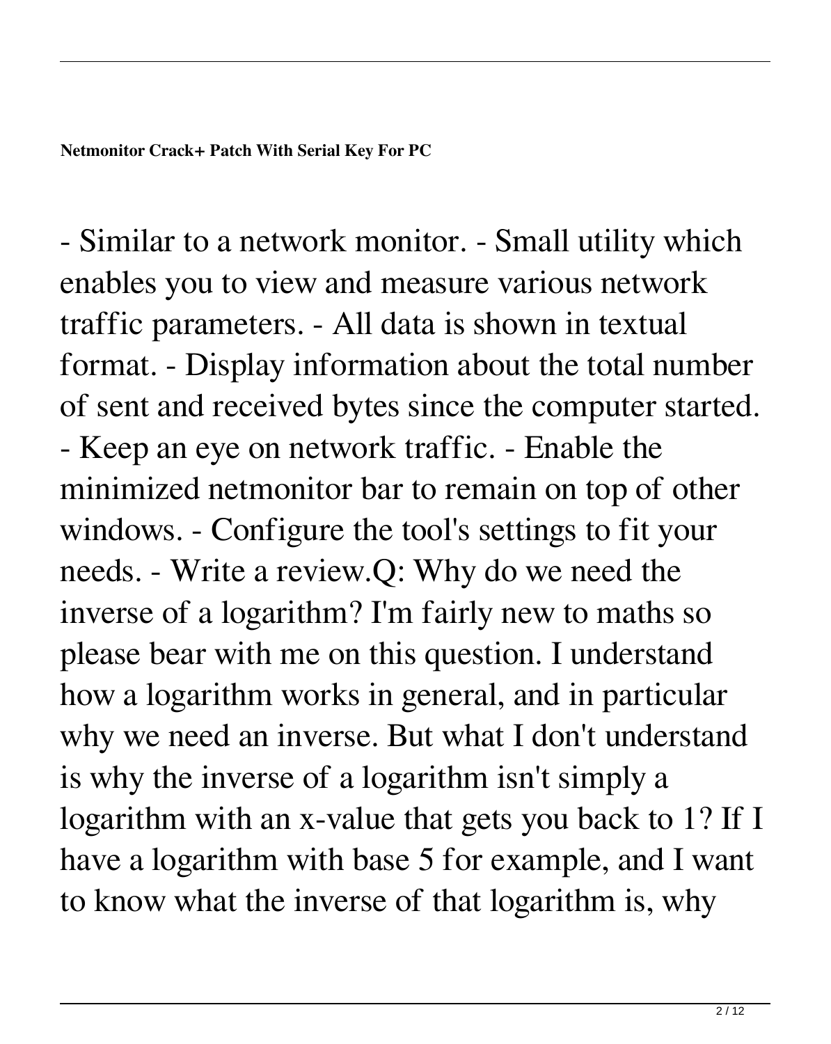**Netmonitor Crack+ Patch With Serial Key For PC**

- Similar to a network monitor. - Small utility which enables you to view and measure various network traffic parameters. - All data is shown in textual format. - Display information about the total number of sent and received bytes since the computer started. - Keep an eye on network traffic. - Enable the minimized netmonitor bar to remain on top of other windows. - Configure the tool's settings to fit your needs. - Write a review.Q: Why do we need the inverse of a logarithm? I'm fairly new to maths so please bear with me on this question. I understand how a logarithm works in general, and in particular why we need an inverse. But what I don't understand is why the inverse of a logarithm isn't simply a logarithm with an x-value that gets you back to 1? If I have a logarithm with base 5 for example, and I want to know what the inverse of that logarithm is, why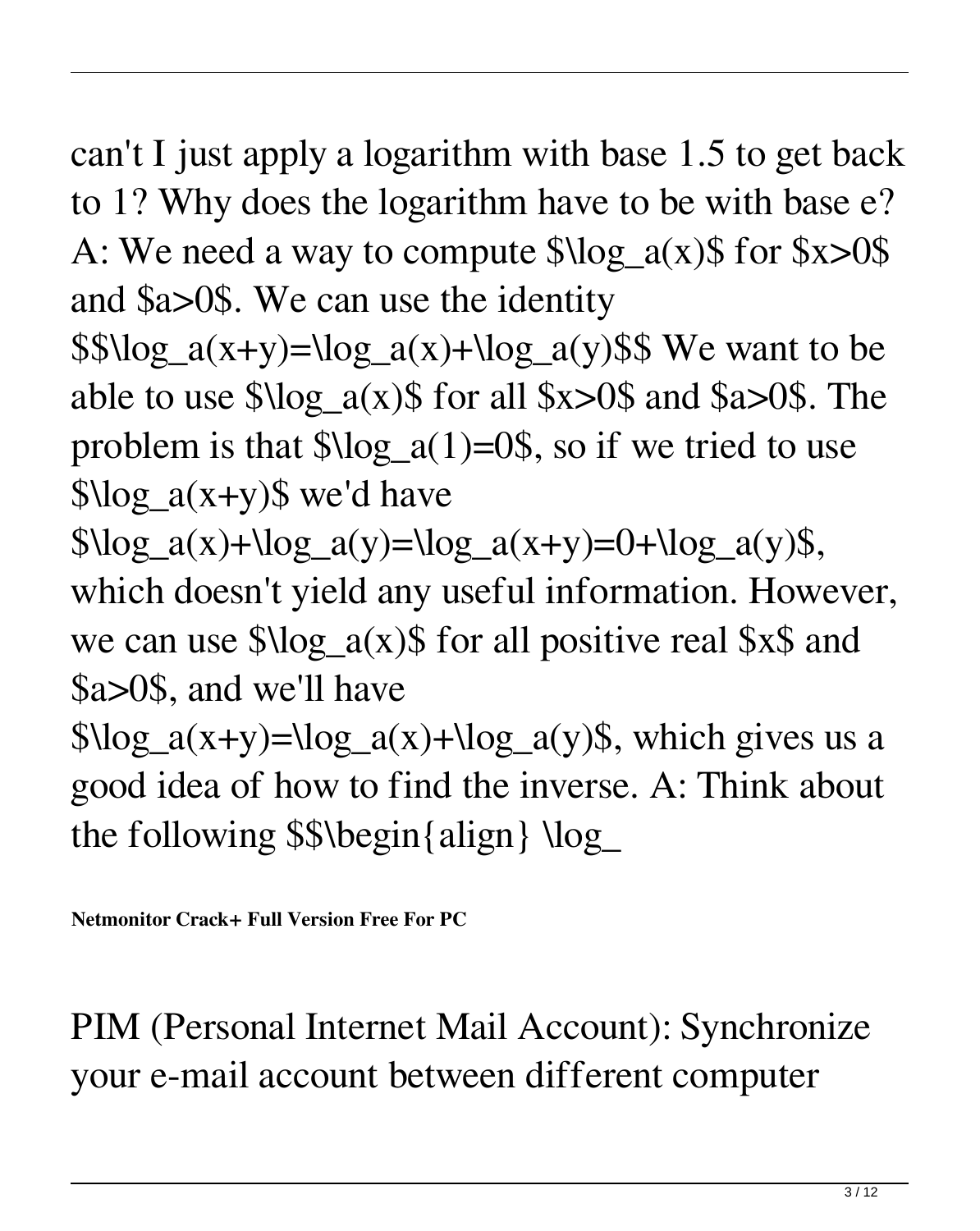can't I just apply a logarithm with base 1.5 to get back to 1? Why does the logarithm have to be with base e? A: We need a way to compute $\log_a(x)$ for $x>0$ and $a>0$. We can use the identity $$\log_a(x+y)=\log_a(x)+\log_a(y)$$ We want to be able to use $\log_a(x)$ for all $x>0$ and $a>0$. The problem is that $\log_a(1)=0$, so if we tried to use $\log_a(x+y)$ we'd have $\log_a(x)+\log_a(y)=\log_a(x+y)=0+\log_a(y)$, which doesn't yield any useful information. However, we can use $\log_a(x)$ for all positive real $x$ and $a>0$, and we'll have $\log_a(x+y)=\log_a(x)+\log_a(y)$, which gives us a good idea of how to find the inverse. A: Think about the following $$\begin{align} \log_

**Netmonitor Crack+ Full Version Free For PC**

PIM (Personal Internet Mail Account): Synchronize your e-mail account between different computer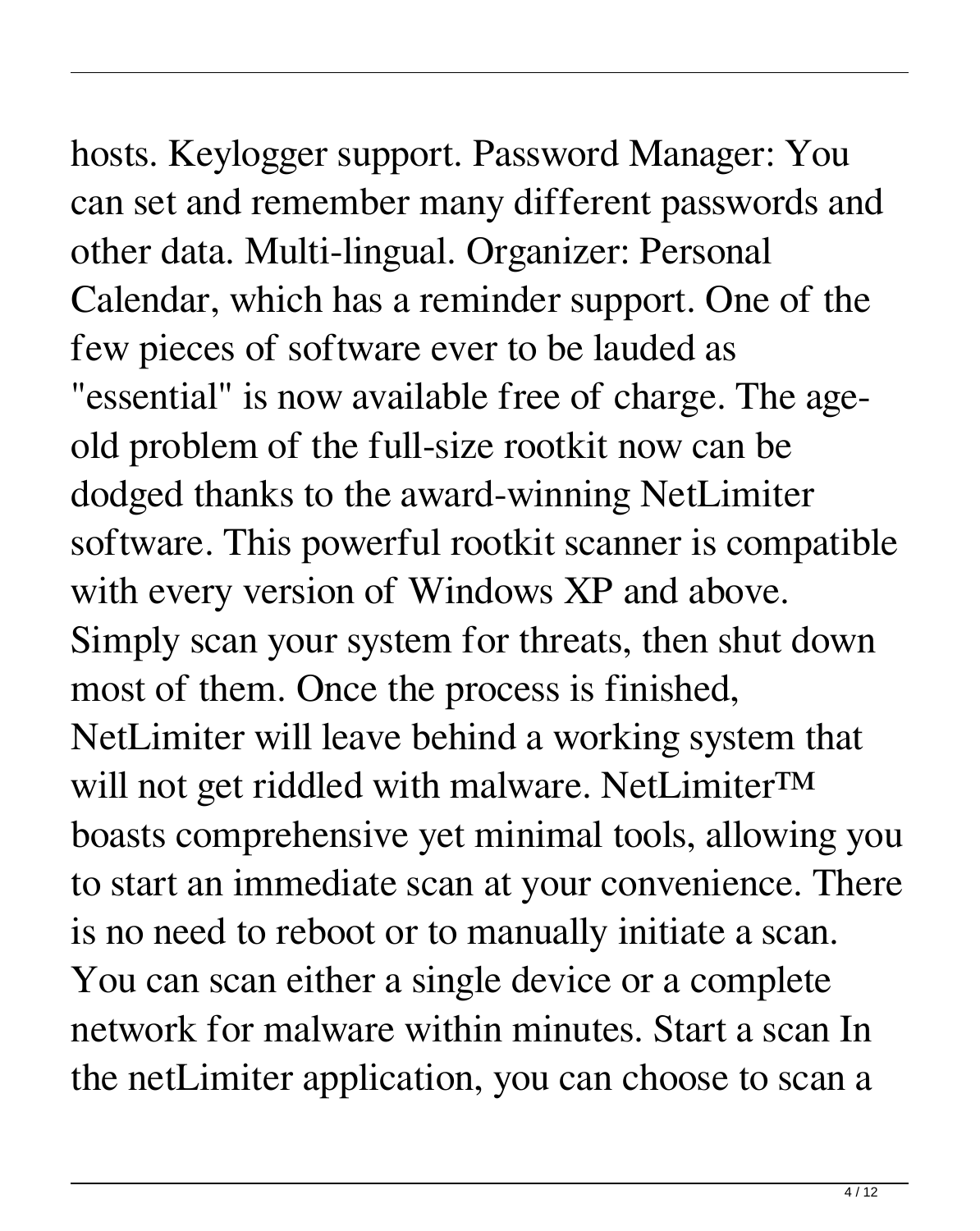hosts. Keylogger support. Password Manager: You can set and remember many different passwords and other data. Multi-lingual. Organizer: Personal Calendar, which has a reminder support. One of the few pieces of software ever to be lauded as "essential" is now available free of charge. The age-old problem of the full-size rootkit now can be dodged thanks to the award-winning NetLimiter software. This powerful rootkit scanner is compatible with every version of Windows XP and above. Simply scan your system for threats, then shut down most of them. Once the process is finished, NetLimiter will leave behind a working system that will not get riddled with malware. NetLimiter™ boasts comprehensive yet minimal tools, allowing you to start an immediate scan at your convenience. There is no need to reboot or to manually initiate a scan. You can scan either a single device or a complete network for malware within minutes. Start a scan In the netLimiter application, you can choose to scan a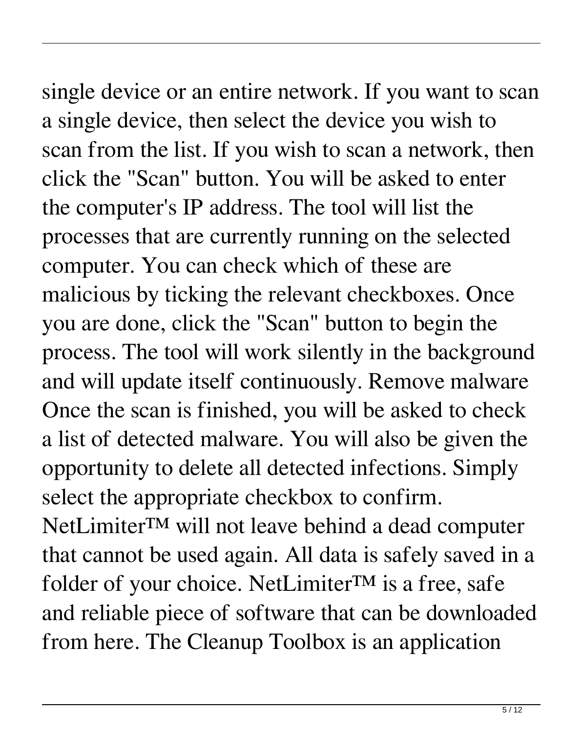single device or an entire network. If you want to scan a single device, then select the device you wish to scan from the list. If you wish to scan a network, then click the "Scan" button. You will be asked to enter the computer's IP address. The tool will list the processes that are currently running on the selected computer. You can check which of these are malicious by ticking the relevant checkboxes. Once you are done, click the "Scan" button to begin the process. The tool will work silently in the background and will update itself continuously. Remove malware Once the scan is finished, you will be asked to check a list of detected malware. You will also be given the opportunity to delete all detected infections. Simply select the appropriate checkbox to confirm. NetLimiter™ will not leave behind a dead computer that cannot be used again. All data is safely saved in a folder of your choice. NetLimiter™ is a free, safe and reliable piece of software that can be downloaded from here. The Cleanup Toolbox is an application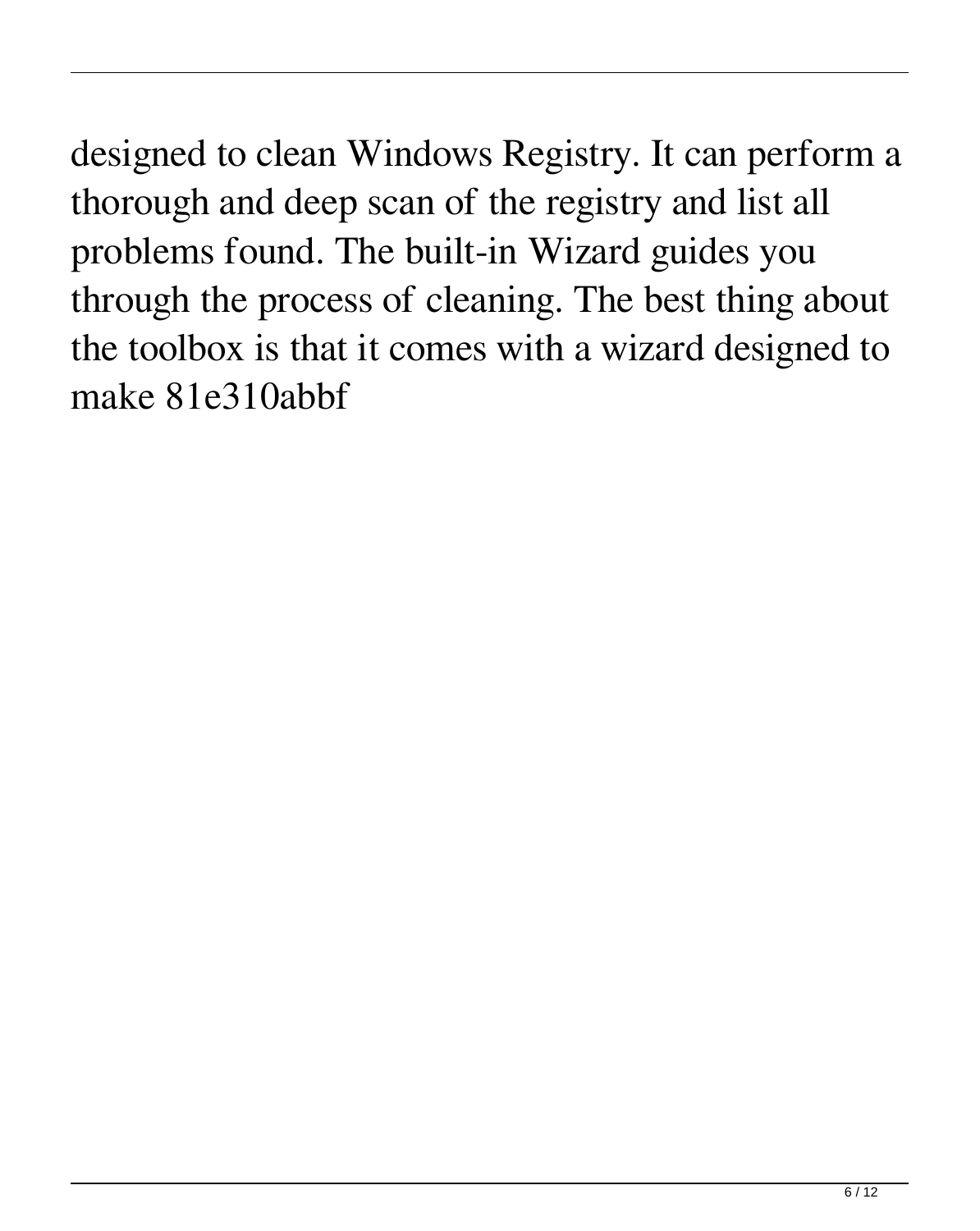designed to clean Windows Registry. It can perform a thorough and deep scan of the registry and list all problems found. The built-in Wizard guides you through the process of cleaning. The best thing about the toolbox is that it comes with a wizard designed to make 81e310abbf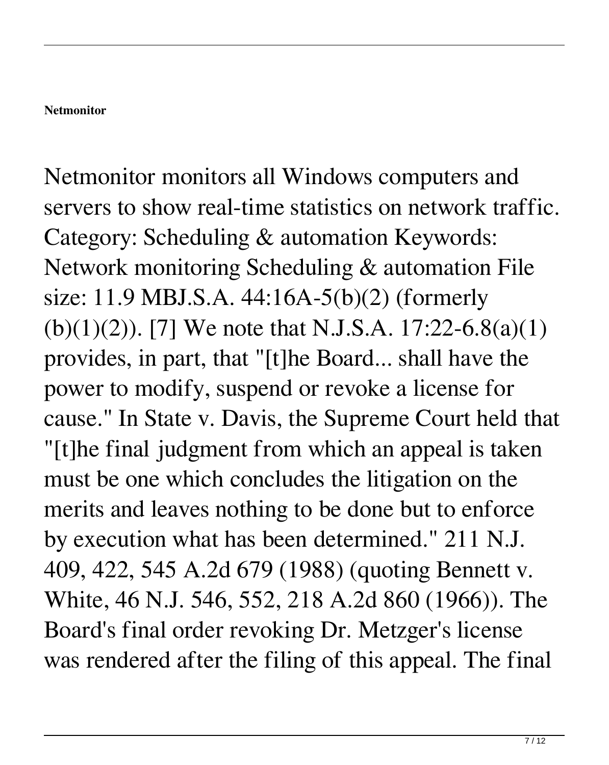**Netmonitor**

Netmonitor monitors all Windows computers and servers to show real-time statistics on network traffic. Category: Scheduling & automation Keywords: Network monitoring Scheduling & automation File size: 11.9 MBJ.S.A. 44:16A-5(b)(2) (formerly (b)(1)(2)). [7] We note that N.J.S.A. 17:22-6.8(a)(1) provides, in part, that "[t]he Board... shall have the power to modify, suspend or revoke a license for cause." In State v. Davis, the Supreme Court held that "[t]he final judgment from which an appeal is taken must be one which concludes the litigation on the merits and leaves nothing to be done but to enforce by execution what has been determined." 211 N.J. 409, 422, 545 A.2d 679 (1988) (quoting Bennett v. White, 46 N.J. 546, 552, 218 A.2d 860 (1966)). The Board's final order revoking Dr. Metzger's license was rendered after the filing of this appeal. The final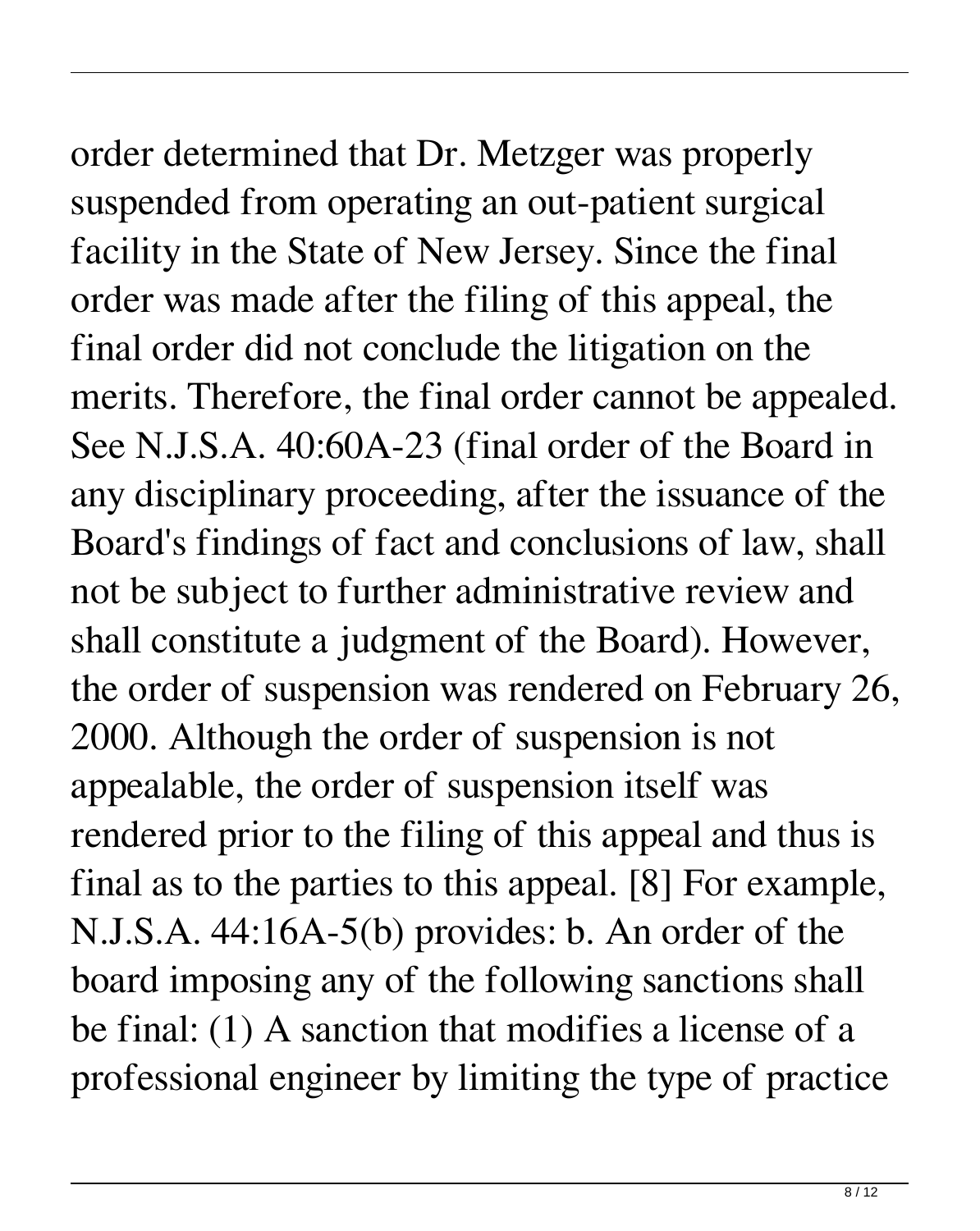order determined that Dr. Metzger was properly suspended from operating an out-patient surgical facility in the State of New Jersey. Since the final order was made after the filing of this appeal, the final order did not conclude the litigation on the merits. Therefore, the final order cannot be appealed. See N.J.S.A. 40:60A-23 (final order of the Board in any disciplinary proceeding, after the issuance of the Board's findings of fact and conclusions of law, shall not be subject to further administrative review and shall constitute a judgment of the Board). However, the order of suspension was rendered on February 26, 2000. Although the order of suspension is not appealable, the order of suspension itself was rendered prior to the filing of this appeal and thus is final as to the parties to this appeal. [8] For example, N.J.S.A. 44:16A-5(b) provides: b. An order of the board imposing any of the following sanctions shall be final: (1) A sanction that modifies a license of a professional engineer by limiting the type of practice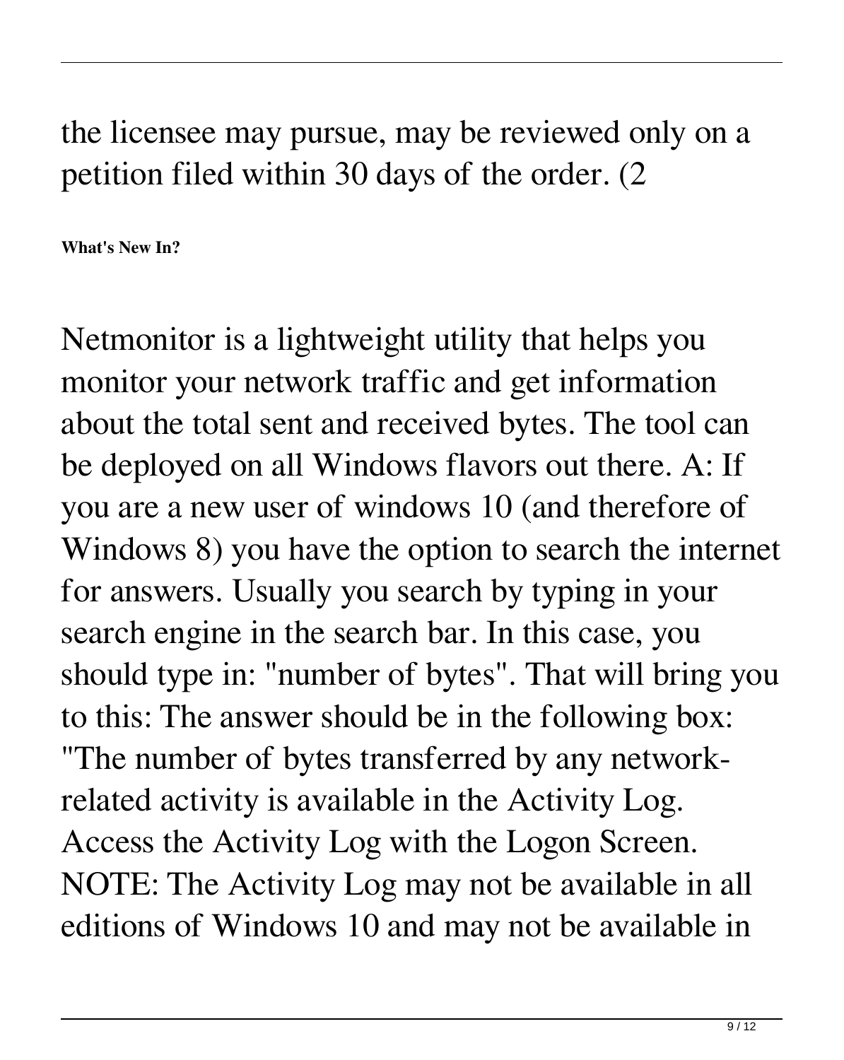the licensee may pursue, may be reviewed only on a petition filed within 30 days of the order. (2

**What's New In?**

Netmonitor is a lightweight utility that helps you monitor your network traffic and get information about the total sent and received bytes. The tool can be deployed on all Windows flavors out there. A: If you are a new user of windows 10 (and therefore of Windows 8) you have the option to search the internet for answers. Usually you search by typing in your search engine in the search bar. In this case, you should type in: "number of bytes". That will bring you to this: The answer should be in the following box: "The number of bytes transferred by any network-related activity is available in the Activity Log. Access the Activity Log with the Logon Screen. NOTE: The Activity Log may not be available in all editions of Windows 10 and may not be available in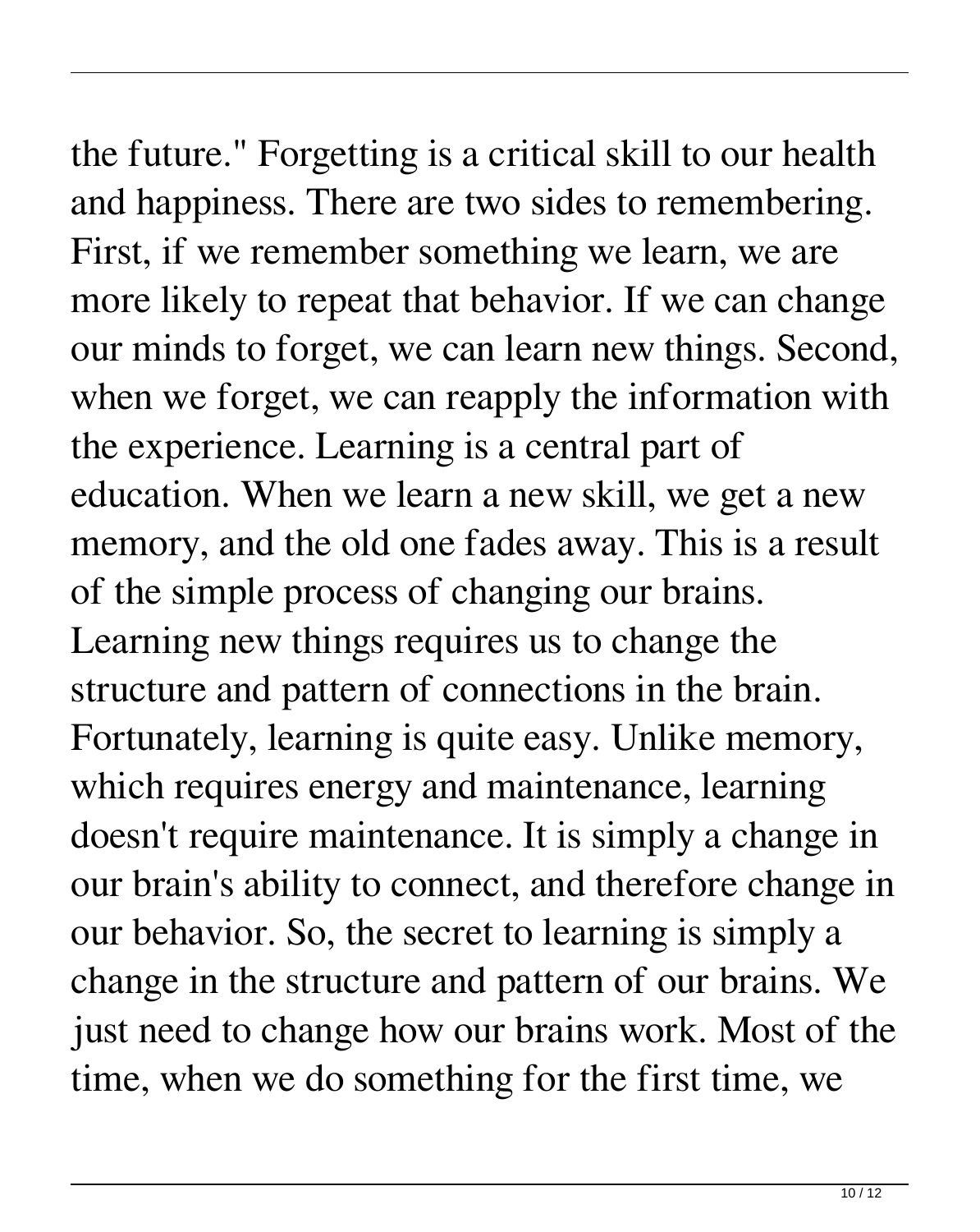the future." Forgetting is a critical skill to our health and happiness. There are two sides to remembering. First, if we remember something we learn, we are more likely to repeat that behavior. If we can change our minds to forget, we can learn new things. Second, when we forget, we can reapply the information with the experience. Learning is a central part of education. When we learn a new skill, we get a new memory, and the old one fades away. This is a result of the simple process of changing our brains. Learning new things requires us to change the structure and pattern of connections in the brain. Fortunately, learning is quite easy. Unlike memory, which requires energy and maintenance, learning doesn't require maintenance. It is simply a change in our brain's ability to connect, and therefore change in our behavior. So, the secret to learning is simply a change in the structure and pattern of our brains. We just need to change how our brains work. Most of the time, when we do something for the first time, we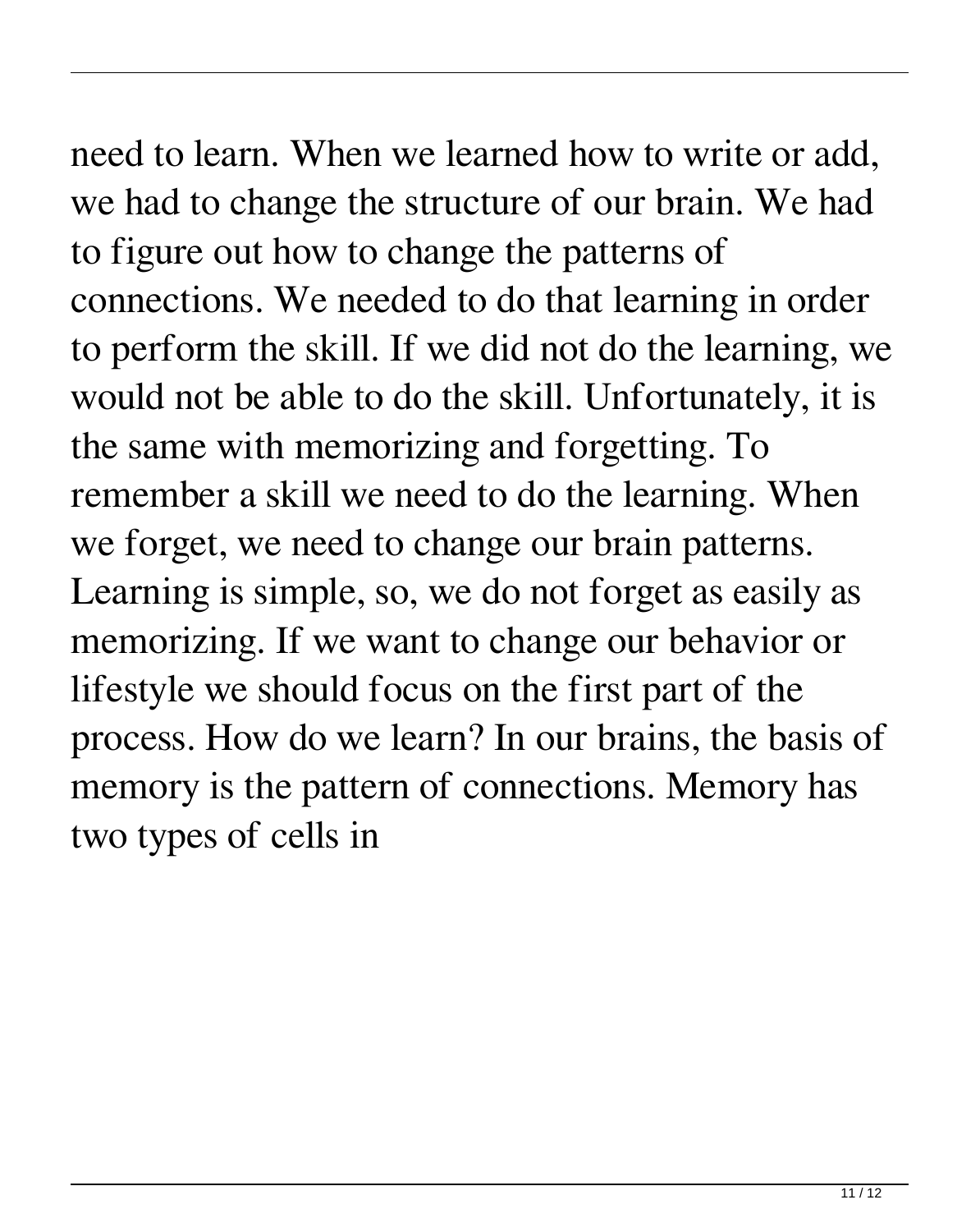need to learn. When we learned how to write or add, we had to change the structure of our brain. We had to figure out how to change the patterns of connections. We needed to do that learning in order to perform the skill. If we did not do the learning, we would not be able to do the skill. Unfortunately, it is the same with memorizing and forgetting. To remember a skill we need to do the learning. When we forget, we need to change our brain patterns. Learning is simple, so, we do not forget as easily as memorizing. If we want to change our behavior or lifestyle we should focus on the first part of the process. How do we learn? In our brains, the basis of memory is the pattern of connections. Memory has two types of cells in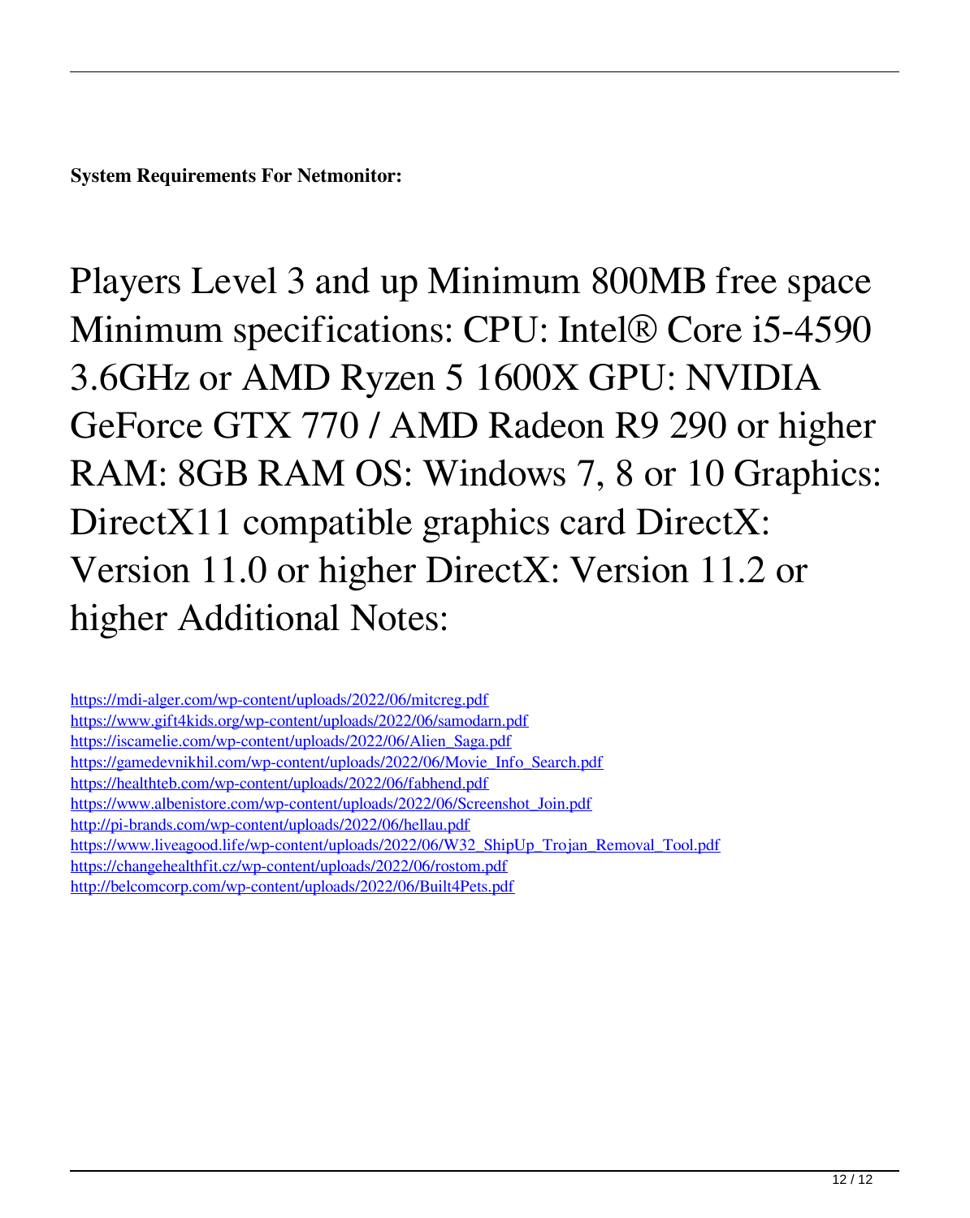**System Requirements For Netmonitor:**

Players Level 3 and up Minimum 800MB free space Minimum specifications: CPU: Intel® Core i5-4590 3.6GHz or AMD Ryzen 5 1600X GPU: NVIDIA GeForce GTX 770 / AMD Radeon R9 290 or higher RAM: 8GB RAM OS: Windows 7, 8 or 10 Graphics: DirectX11 compatible graphics card DirectX: Version 11.0 or higher DirectX: Version 11.2 or higher Additional Notes:

https://mdi-alger.com/wp-content/uploads/2022/06/mitcreg.pdf
https://www.gift4kids.org/wp-content/uploads/2022/06/samodarn.pdf
https://iscamelie.com/wp-content/uploads/2022/06/Alien_Saga.pdf
https://gamedevnikhil.com/wp-content/uploads/2022/06/Movie_Info_Search.pdf
https://healthteb.com/wp-content/uploads/2022/06/fabhend.pdf
https://www.albenistore.com/wp-content/uploads/2022/06/Screenshot_Join.pdf
http://pi-brands.com/wp-content/uploads/2022/06/hellau.pdf
https://www.liveagood.life/wp-content/uploads/2022/06/W32_ShipUp_Trojan_Removal_Tool.pdf
https://changehealthfit.cz/wp-content/uploads/2022/06/rostom.pdf
http://belcomcorp.com/wp-content/uploads/2022/06/Built4Pets.pdf